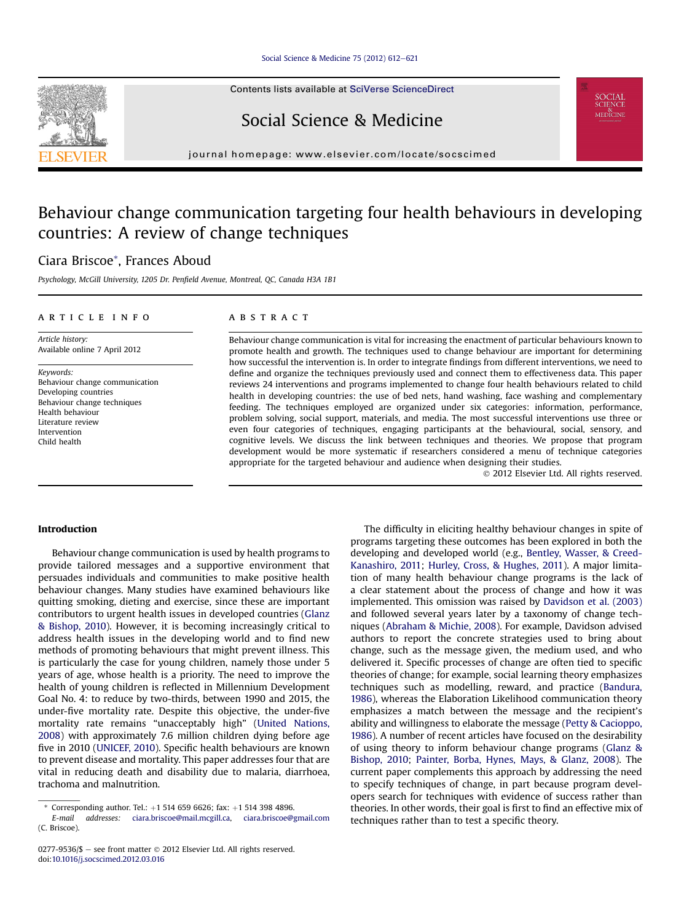# Behaviour change communication targeting four health behaviours in developing countries: A review of change techniques

Ciara Briscoe*, Frances Aboud

*Psychology, McGill University, 1205 Dr. Penfield Avenue, Montreal, QC, Canada H3A 1B1*

## ARTICLE INFO

*Article history:*
Available online 7 April 2012

*Keywords:*
Behaviour change communication
Developing countries
Behaviour change techniques
Health behaviour
Literature review
Intervention
Child health

## ABSTRACT

Behaviour change communication is vital for increasing the enactment of particular behaviours known to promote health and growth. The techniques used to change behaviour are important for determining how successful the intervention is. In order to integrate findings from different interventions, we need to define and organize the techniques previously used and connect them to effectiveness data. This paper reviews 24 interventions and programs implemented to change four health behaviours related to child health in developing countries: the use of bed nets, hand washing, face washing and complementary feeding. The techniques employed are organized under six categories: information, performance, problem solving, social support, materials, and media. The most successful interventions use three or even four categories of techniques, engaging participants at the behavioural, social, sensory, and cognitive levels. We discuss the link between techniques and theories. We propose that program development would be more systematic if researchers considered a menu of technique categories appropriate for the targeted behaviour and audience when designing their studies.

© 2012 Elsevier Ltd. All rights reserved.

## Introduction

Behaviour change communication is used by health programs to provide tailored messages and a supportive environment that persuades individuals and communities to make positive health behaviour changes. Many studies have examined behaviours like quitting smoking, dieting and exercise, since these are important contributors to urgent health issues in developed countries (Glanz & Bishop, 2010). However, it is becoming increasingly critical to address health issues in the developing world and to find new methods of promoting behaviours that might prevent illness. This is particularly the case for young children, namely those under 5 years of age, whose health is a priority. The need to improve the health of young children is reflected in Millennium Development Goal No. 4: to reduce by two-thirds, between 1990 and 2015, the under-five mortality rate. Despite this objective, the under-five mortality rate remains "unacceptably high" (United Nations, 2008) with approximately 7.6 million children dying before age five in 2010 (UNICEF, 2010). Specific health behaviours are known to prevent disease and mortality. This paper addresses four that are vital in reducing death and disability due to malaria, diarrhoea, trachoma and malnutrition.

The difficulty in eliciting healthy behaviour changes in spite of programs targeting these outcomes has been explored in both the developing and developed world (e.g., Bentley, Wasser, & Creed-Kanashiro, 2011; Hurley, Cross, & Hughes, 2011). A major limitation of many health behaviour change programs is the lack of a clear statement about the process of change and how it was implemented. This omission was raised by Davidson et al. (2003) and followed several years later by a taxonomy of change techniques (Abraham & Michie, 2008). For example, Davidson advised authors to report the concrete strategies used to bring about change, such as the message given, the medium used, and who delivered it. Specific processes of change are often tied to specific theories of change; for example, social learning theory emphasizes techniques such as modelling, reward, and practice (Bandura, 1986), whereas the Elaboration Likelihood communication theory emphasizes a match between the message and the recipient's ability and willingness to elaborate the message (Petty & Cacioppo, 1986). A number of recent articles have focused on the desirability of using theory to inform behaviour change programs (Glanz & Bishop, 2010; Painter, Borba, Hynes, Mays, & Glanz, 2008). The current paper complements this approach by addressing the need to specify techniques of change, in part because program developers search for techniques with evidence of success rather than theories. In other words, their goal is first to find an effective mix of techniques rather than to test a specific theory.

---

* Corresponding author. Tel.: +1 514 659 6626; fax: +1 514 398 4896.
*E-mail addresses:* ciara.briscoe@mail.mcgill.ca, ciara.briscoe@gmail.com (C. Briscoe).

0277-9536/$ – see front matter © 2012 Elsevier Ltd. All rights reserved.
doi:10.1016/j.socscimed.2012.03.016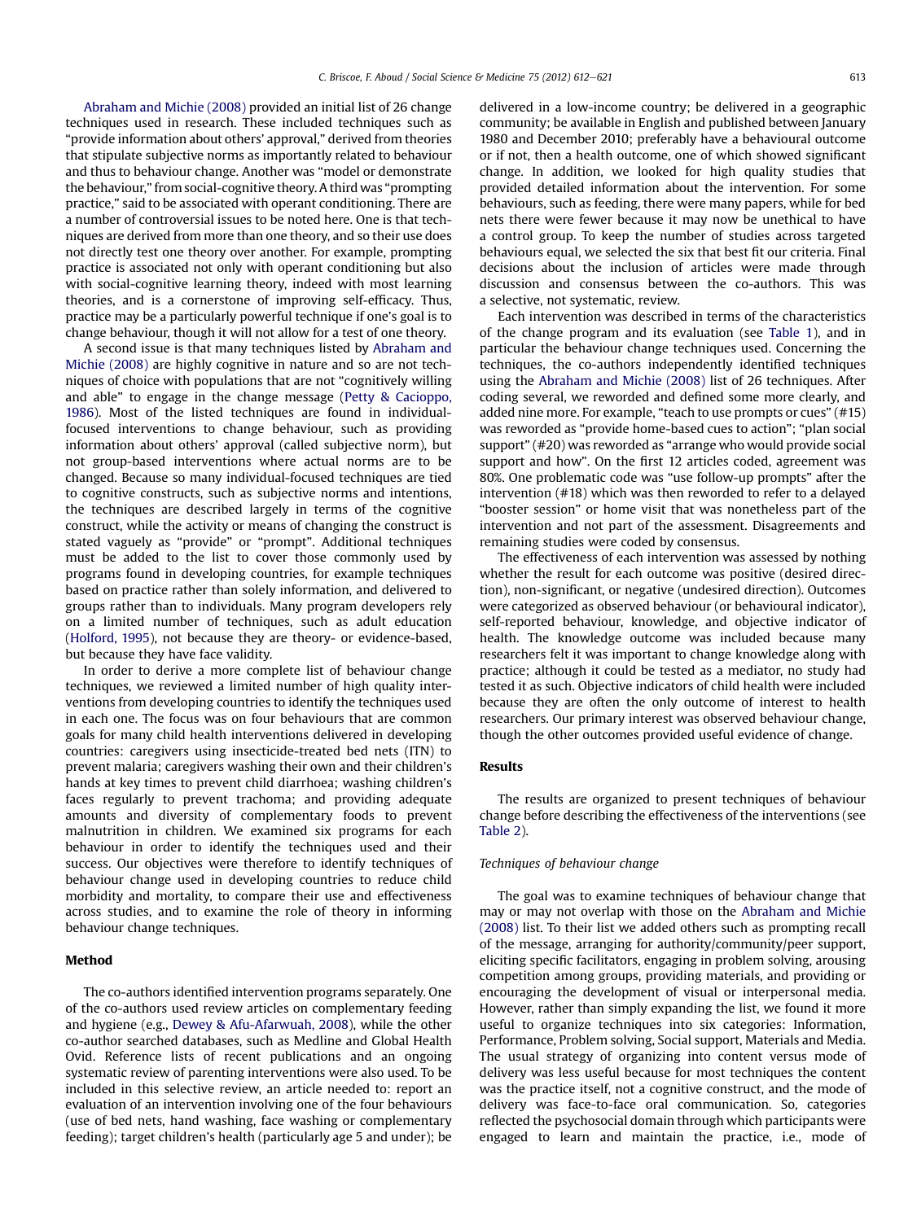Abraham and Michie (2008) provided an initial list of 26 change techniques used in research. These included techniques such as "provide information about others' approval," derived from theories that stipulate subjective norms as importantly related to behaviour and thus to behaviour change. Another was "model or demonstrate the behaviour," from social-cognitive theory. A third was "prompting practice," said to be associated with operant conditioning. There are a number of controversial issues to be noted here. One is that techniques are derived from more than one theory, and so their use does not directly test one theory over another. For example, prompting practice is associated not only with operant conditioning but also with social-cognitive learning theory, indeed with most learning theories, and is a cornerstone of improving self-efficacy. Thus, practice may be a particularly powerful technique if one's goal is to change behaviour, though it will not allow for a test of one theory.

A second issue is that many techniques listed by Abraham and Michie (2008) are highly cognitive in nature and so are not techniques of choice with populations that are not "cognitively willing and able" to engage in the change message (Petty & Cacioppo, 1986). Most of the listed techniques are found in individual-focused interventions to change behaviour, such as providing information about others' approval (called subjective norm), but not group-based interventions where actual norms are to be changed. Because so many individual-focused techniques are tied to cognitive constructs, such as subjective norms and intentions, the techniques are described largely in terms of the cognitive construct, while the activity or means of changing the construct is stated vaguely as "provide" or "prompt". Additional techniques must be added to the list to cover those commonly used by programs found in developing countries, for example techniques based on practice rather than solely information, and delivered to groups rather than to individuals. Many program developers rely on a limited number of techniques, such as adult education (Holford, 1995), not because they are theory- or evidence-based, but because they have face validity.

In order to derive a more complete list of behaviour change techniques, we reviewed a limited number of high quality interventions from developing countries to identify the techniques used in each one. The focus was on four behaviours that are common goals for many child health interventions delivered in developing countries: caregivers using insecticide-treated bed nets (ITN) to prevent malaria; caregivers washing their own and their children's hands at key times to prevent child diarrhoea; washing children's faces regularly to prevent trachoma; and providing adequate amounts and diversity of complementary foods to prevent malnutrition in children. We examined six programs for each behaviour in order to identify the techniques used and their success. Our objectives were therefore to identify techniques of behaviour change used in developing countries to reduce child morbidity and mortality, to compare their use and effectiveness across studies, and to examine the role of theory in informing behaviour change techniques.

## Method

The co-authors identified intervention programs separately. One of the co-authors used review articles on complementary feeding and hygiene (e.g., Dewey & Afu-Afarwuah, 2008), while the other co-author searched databases, such as Medline and Global Health Ovid. Reference lists of recent publications and an ongoing systematic review of parenting interventions were also used. To be included in this selective review, an article needed to: report an evaluation of an intervention involving one of the four behaviours (use of bed nets, hand washing, face washing or complementary feeding); target children's health (particularly age 5 and under); be delivered in a low-income country; be delivered in a geographic community; be available in English and published between January 1980 and December 2010; preferably have a behavioural outcome or if not, then a health outcome, one of which showed significant change. In addition, we looked for high quality studies that provided detailed information about the intervention. For some behaviours, such as feeding, there were many papers, while for bed nets there were fewer because it may now be unethical to have a control group. To keep the number of studies across targeted behaviours equal, we selected the six that best fit our criteria. Final decisions about the inclusion of articles were made through discussion and consensus between the co-authors. This was a selective, not systematic, review.

Each intervention was described in terms of the characteristics of the change program and its evaluation (see Table 1), and in particular the behaviour change techniques used. Concerning the techniques, the co-authors independently identified techniques using the Abraham and Michie (2008) list of 26 techniques. After coding several, we reworded and defined some more clearly, and added nine more. For example, "teach to use prompts or cues" (#15) was reworded as "provide home-based cues to action"; "plan social support" (#20) was reworded as "arrange who would provide social support and how". On the first 12 articles coded, agreement was 80%. One problematic code was "use follow-up prompts" after the intervention (#18) which was then reworded to refer to a delayed "booster session" or home visit that was nonetheless part of the intervention and not part of the assessment. Disagreements and remaining studies were coded by consensus.

The effectiveness of each intervention was assessed by nothing whether the result for each outcome was positive (desired direction), non-significant, or negative (undesired direction). Outcomes were categorized as observed behaviour (or behavioural indicator), self-reported behaviour, knowledge, and objective indicator of health. The knowledge outcome was included because many researchers felt it was important to change knowledge along with practice; although it could be tested as a mediator, no study had tested it as such. Objective indicators of child health were included because they are often the only outcome of interest to health researchers. Our primary interest was observed behaviour change, though the other outcomes provided useful evidence of change.

## Results

The results are organized to present techniques of behaviour change before describing the effectiveness of the interventions (see Table 2).

### *Techniques of behaviour change*

The goal was to examine techniques of behaviour change that may or may not overlap with those on the Abraham and Michie (2008) list. To their list we added others such as prompting recall of the message, arranging for authority/community/peer support, eliciting specific facilitators, engaging in problem solving, arousing competition among groups, providing materials, and providing or encouraging the development of visual or interpersonal media. However, rather than simply expanding the list, we found it more useful to organize techniques into six categories: Information, Performance, Problem solving, Social support, Materials and Media. The usual strategy of organizing into content versus mode of delivery was less useful because for most techniques the content was the practice itself, not a cognitive construct, and the mode of delivery was face-to-face oral communication. So, categories reflected the psychosocial domain through which participants were engaged to learn and maintain the practice, i.e., mode of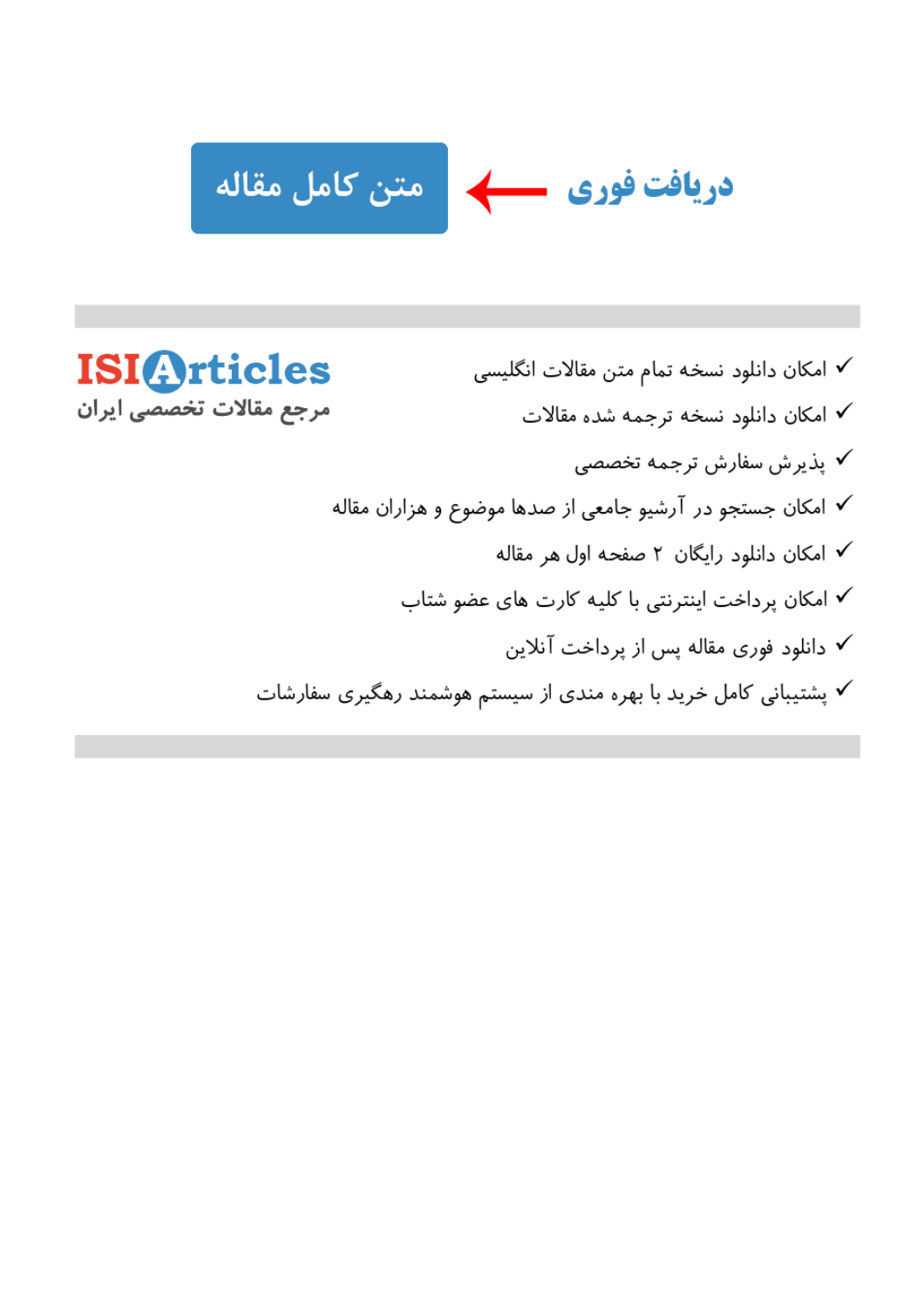دریافت فوری ← متن کامل مقاله

**ISIArticles**
مرجع مقالات تخصصی ایران

- ✓ امکان دانلود نسخه تمام متن مقالات انگلیسی
- ✓ امکان دانلود نسخه ترجمه شده مقالات
- ✓ پذیرش سفارش ترجمه تخصصی
- ✓ امکان جستجو در آرشیو جامعی از صدها موضوع و هزاران مقاله
- ✓ امکان دانلود رایگان ۲ صفحه اول هر مقاله
- ✓ امکان پرداخت اینترنتی با کلیه کارت های عضو شتاب
- ✓ دانلود فوری مقاله پس از پرداخت آنلاین
- ✓ پشتیبانی کامل خرید با بهره مندی از سیستم هوشمند رهگیری سفارشات